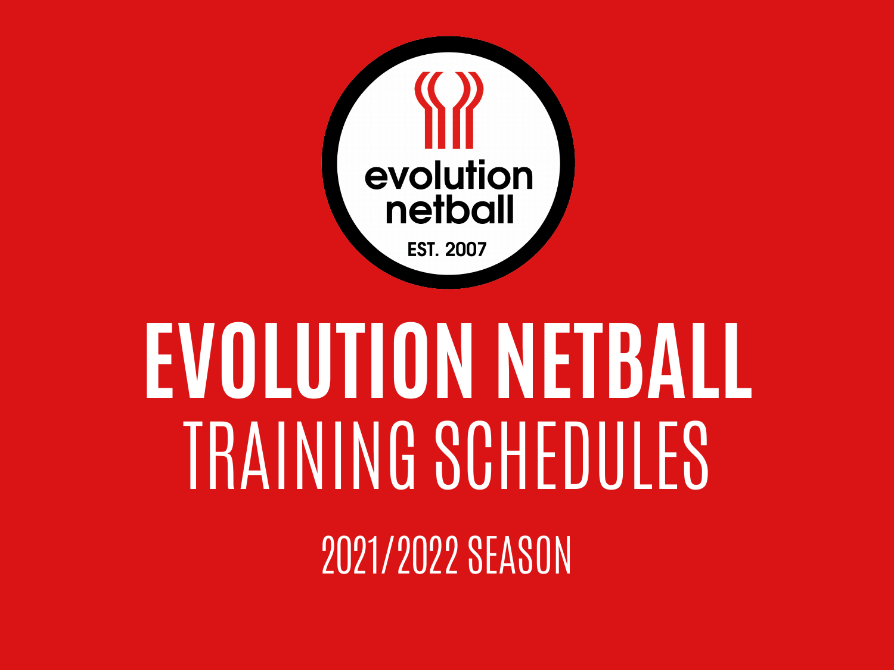evolution netball

EST. 2007

# EVOLUTION NETBALL

## TRAINING SCHEDULES

2021/2022 SEASON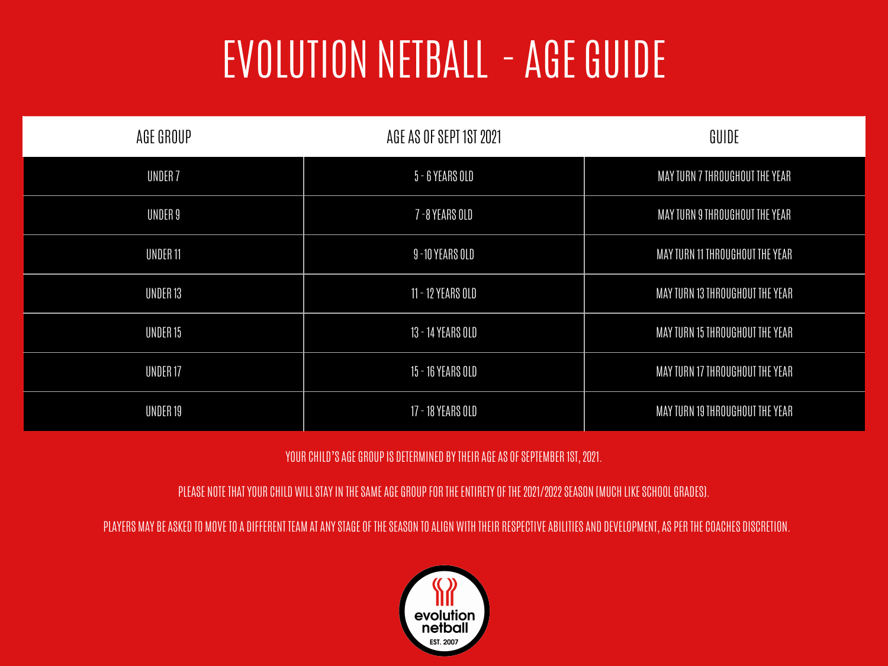# EVOLUTION NETBALL - AGE GUIDE

| AGE GROUP | AGE AS OF SEPT 1ST 2021 | GUIDE |
| --- | --- | --- |
| UNDER 7 | 5 - 6 YEARS OLD | MAY TURN 7 THROUGHOUT THE YEAR |
| UNDER 9 | 7 -8 YEARS OLD | MAY TURN 9 THROUGHOUT THE YEAR |
| UNDER 11 | 9 -10 YEARS OLD | MAY TURN 11 THROUGHOUT THE YEAR |
| UNDER 13 | 11 - 12 YEARS OLD | MAY TURN 13 THROUGHOUT THE YEAR |
| UNDER 15 | 13 - 14 YEARS OLD | MAY TURN 15 THROUGHOUT THE YEAR |
| UNDER 17 | 15 - 16 YEARS OLD | MAY TURN 17 THROUGHOUT THE YEAR |
| UNDER 19 | 17 - 18 YEARS OLD | MAY TURN 19 THROUGHOUT THE YEAR |

YOUR CHILD'S AGE GROUP IS DETERMINED BY THEIR AGE AS OF SEPTEMBER 1ST, 2021.

PLEASE NOTE THAT YOUR CHILD WILL STAY IN THE SAME AGE GROUP FOR THE ENTIRETY OF THE 2021/2022 SEASON (MUCH LIKE SCHOOL GRADES).

PLAYERS MAY BE ASKED TO MOVE TO A DIFFERENT TEAM AT ANY STAGE OF THE SEASON TO ALIGN WITH THEIR RESPECTIVE ABILITIES AND DEVELOPMENT, AS PER THE COACHES DISCRETION.

evolution netball
EST. 2007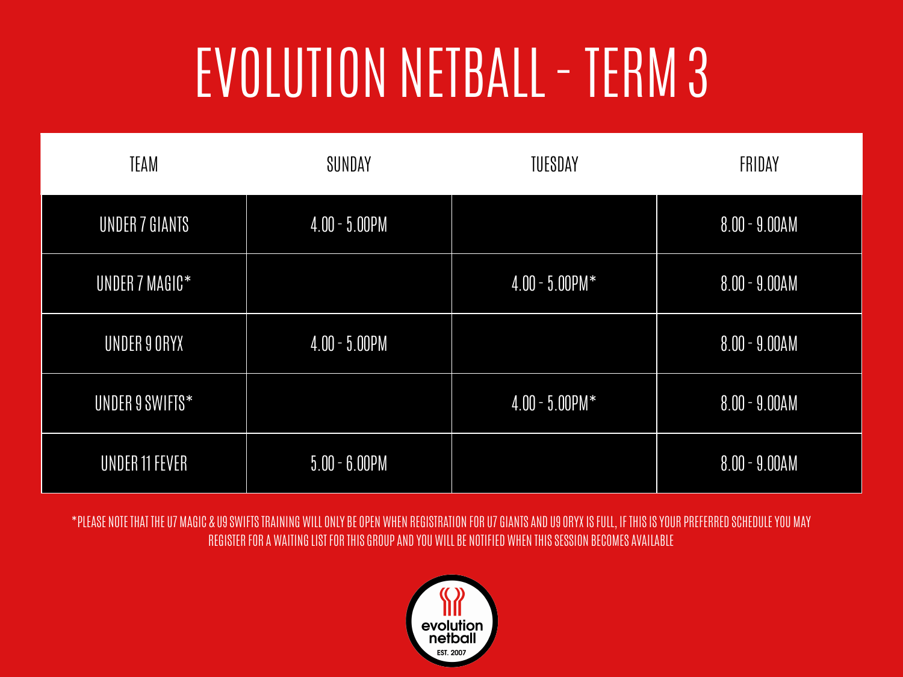# EVOLUTION NETBALL - TERM 3

| TEAM | SUNDAY | TUESDAY | FRIDAY |
| --- | --- | --- | --- |
| UNDER 7 GIANTS | 4.00 - 5.00PM | | 8.00 - 9.00AM |
| UNDER 7 MAGIC* | | 4.00 - 5.00PM* | 8.00 - 9.00AM |
| UNDER 9 ORYX | 4.00 - 5.00PM | | 8.00 - 9.00AM |
| UNDER 9 SWIFTS* | | 4.00 - 5.00PM* | 8.00 - 9.00AM |
| UNDER 11 FEVER | 5.00 - 6.00PM | | 8.00 - 9.00AM |

*PLEASE NOTE THAT THE U7 MAGIC & U9 SWIFTS TRAINING WILL ONLY BE OPEN WHEN REGISTRATION FOR U7 GIANTS AND U9 ORYX IS FULL, IF THIS IS YOUR PREFERRED SCHEDULE YOU MAY REGISTER FOR A WAITING LIST FOR THIS GROUP AND YOU WILL BE NOTIFIED WHEN THIS SESSION BECOMES AVAILABLE

evolution netball
EST. 2007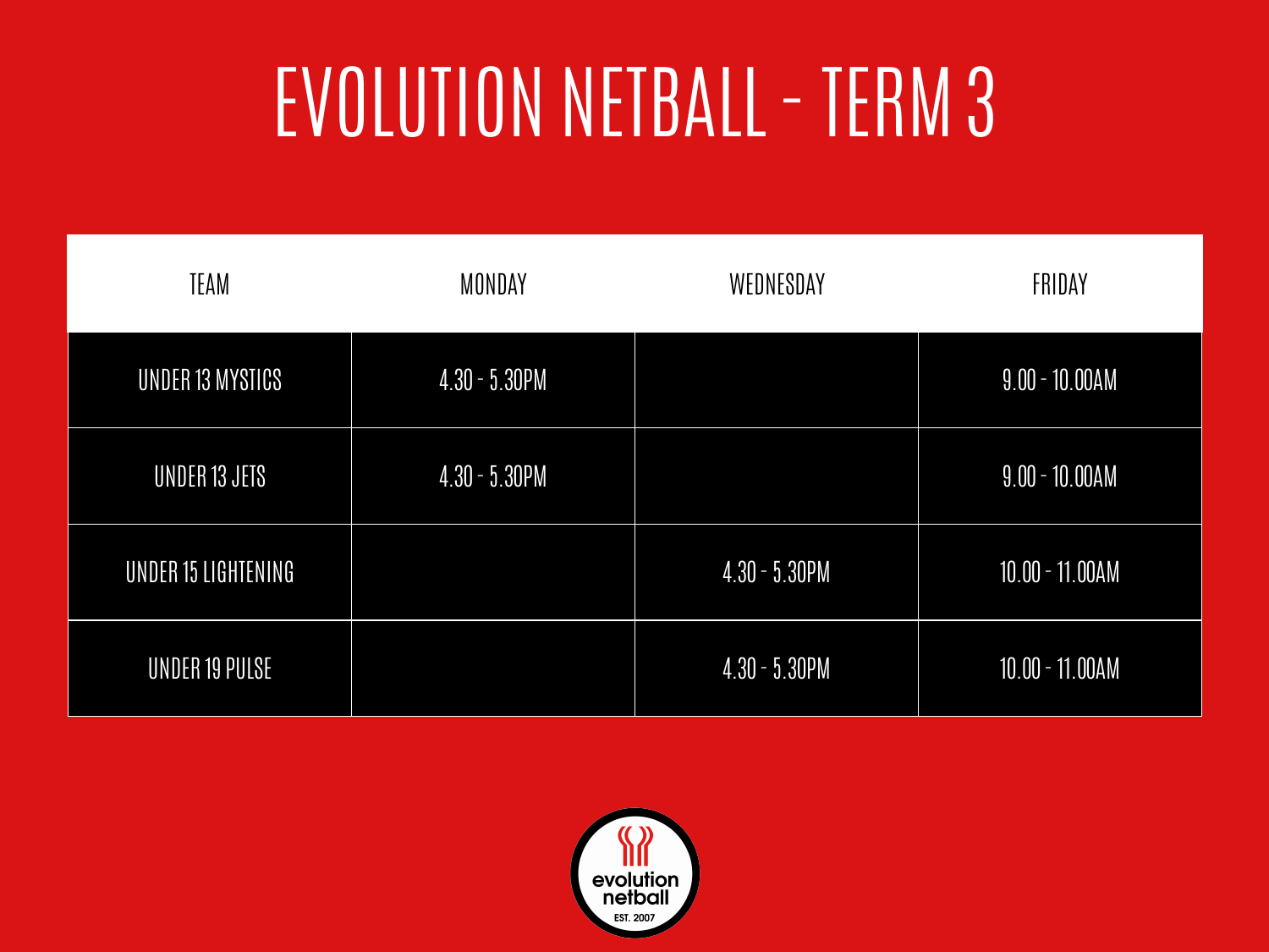# EVOLUTION NETBALL - TERM 3

| TEAM | MONDAY | WEDNESDAY | FRIDAY |
| --- | --- | --- | --- |
| UNDER 13 MYSTICS | 4.30 - 5.30PM | | 9.00 - 10.00AM |
| UNDER 13 JETS | 4.30 - 5.30PM | | 9.00 - 10.00AM |
| UNDER 15 LIGHTENING | | 4.30 - 5.30PM | 10.00 - 11.00AM |
| UNDER 19 PULSE | | 4.30 - 5.30PM | 10.00 - 11.00AM |

evolution netball
EST. 2007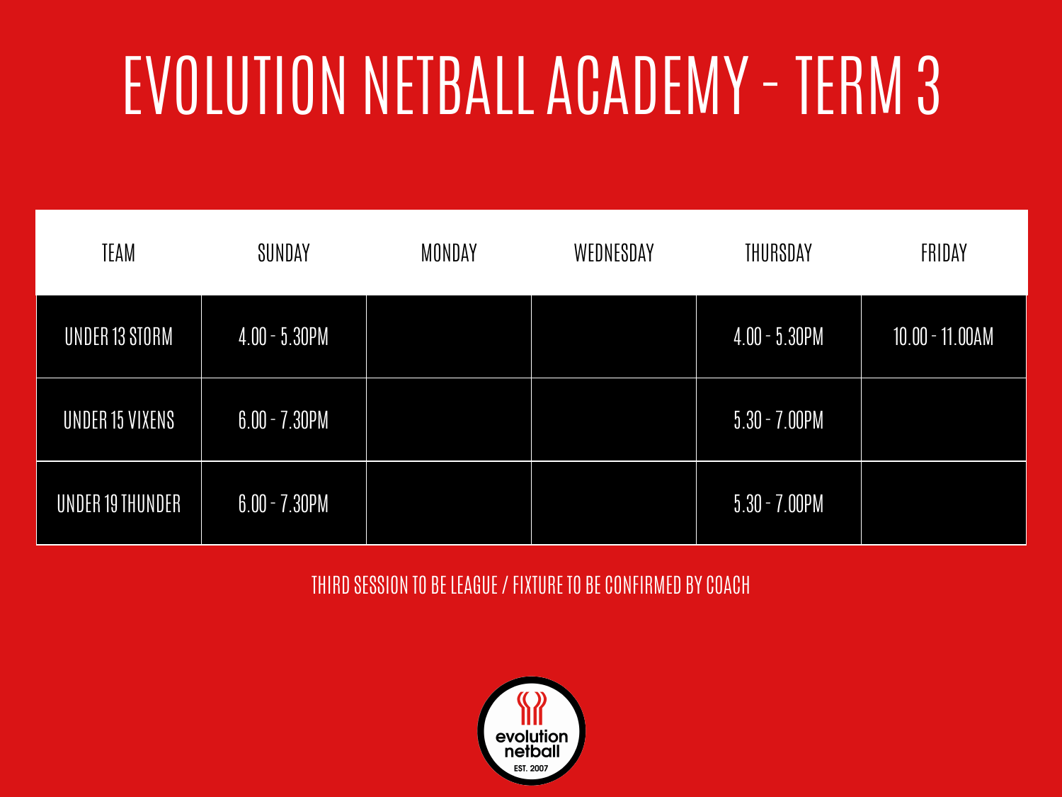# EVOLUTION NETBALL ACADEMY - TERM 3

| TEAM | SUNDAY | MONDAY | WEDNESDAY | THURSDAY | FRIDAY |
|---|---|---|---|---|---|
| UNDER 13 STORM | 4.00 - 5.30PM | | | 4.00 - 5.30PM | 10.00 - 11.00AM |
| UNDER 15 VIXENS | 6.00 - 7.30PM | | | 5.30 - 7.00PM | |
| UNDER 19 THUNDER | 6.00 - 7.30PM | | | 5.30 - 7.00PM | |

THIRD SESSION TO BE LEAGUE / FIXTURE TO BE CONFIRMED BY COACH

evolution netball
EST. 2007